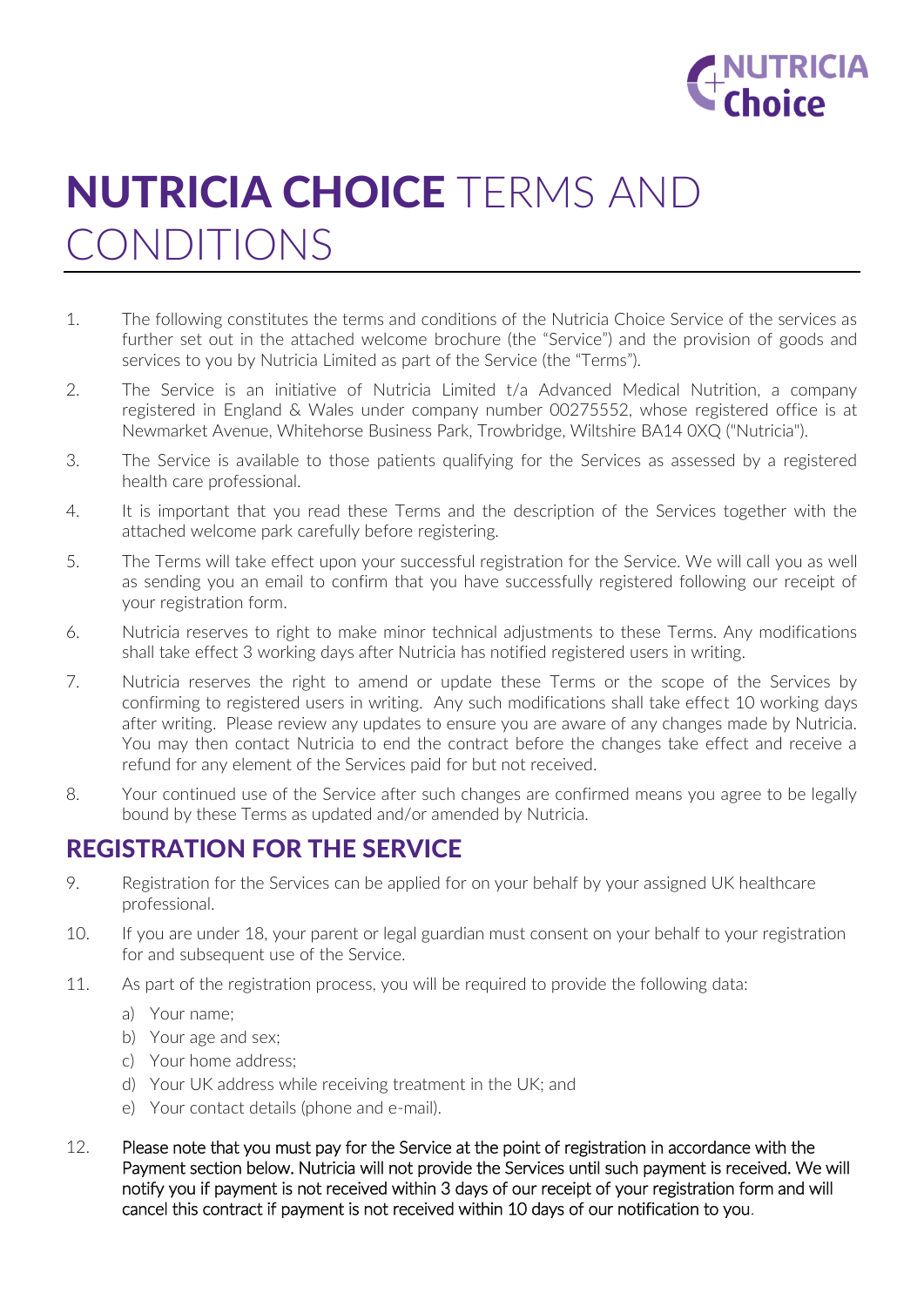# NUTRICIA CHOICE TERMS AND CONDITIONS

1. The following constitutes the terms and conditions of the Nutricia Choice Service of the services as further set out in the attached welcome brochure (the "Service") and the provision of goods and services to you by Nutricia Limited as part of the Service (the "Terms").
2. The Service is an initiative of Nutricia Limited t/a Advanced Medical Nutrition, a company registered in England & Wales under company number 00275552, whose registered office is at Newmarket Avenue, Whitehorse Business Park, Trowbridge, Wiltshire BA14 0XQ ("Nutricia").
3. The Service is available to those patients qualifying for the Services as assessed by a registered health care professional.
4. It is important that you read these Terms and the description of the Services together with the attached welcome park carefully before registering.
5. The Terms will take effect upon your successful registration for the Service. We will call you as well as sending you an email to confirm that you have successfully registered following our receipt of your registration form.
6. Nutricia reserves to right to make minor technical adjustments to these Terms. Any modifications shall take effect 3 working days after Nutricia has notified registered users in writing.
7. Nutricia reserves the right to amend or update these Terms or the scope of the Services by confirming to registered users in writing. Any such modifications shall take effect 10 working days after writing. Please review any updates to ensure you are aware of any changes made by Nutricia. You may then contact Nutricia to end the contract before the changes take effect and receive a refund for any element of the Services paid for but not received.
8. Your continued use of the Service after such changes are confirmed means you agree to be legally bound by these Terms as updated and/or amended by Nutricia.

## REGISTRATION FOR THE SERVICE

9. Registration for the Services can be applied for on your behalf by your assigned UK healthcare professional.
10. If you are under 18, your parent or legal guardian must consent on your behalf to your registration for and subsequent use of the Service.
11. As part of the registration process, you will be required to provide the following data:
    a) Your name;
    b) Your age and sex;
    c) Your home address;
    d) Your UK address while receiving treatment in the UK; and
    e) Your contact details (phone and e-mail).
12. Please note that you must pay for the Service at the point of registration in accordance with the Payment section below. Nutricia will not provide the Services until such payment is received. We will notify you if payment is not received within 3 days of our receipt of your registration form and will cancel this contract if payment is not received within 10 days of our notification to you.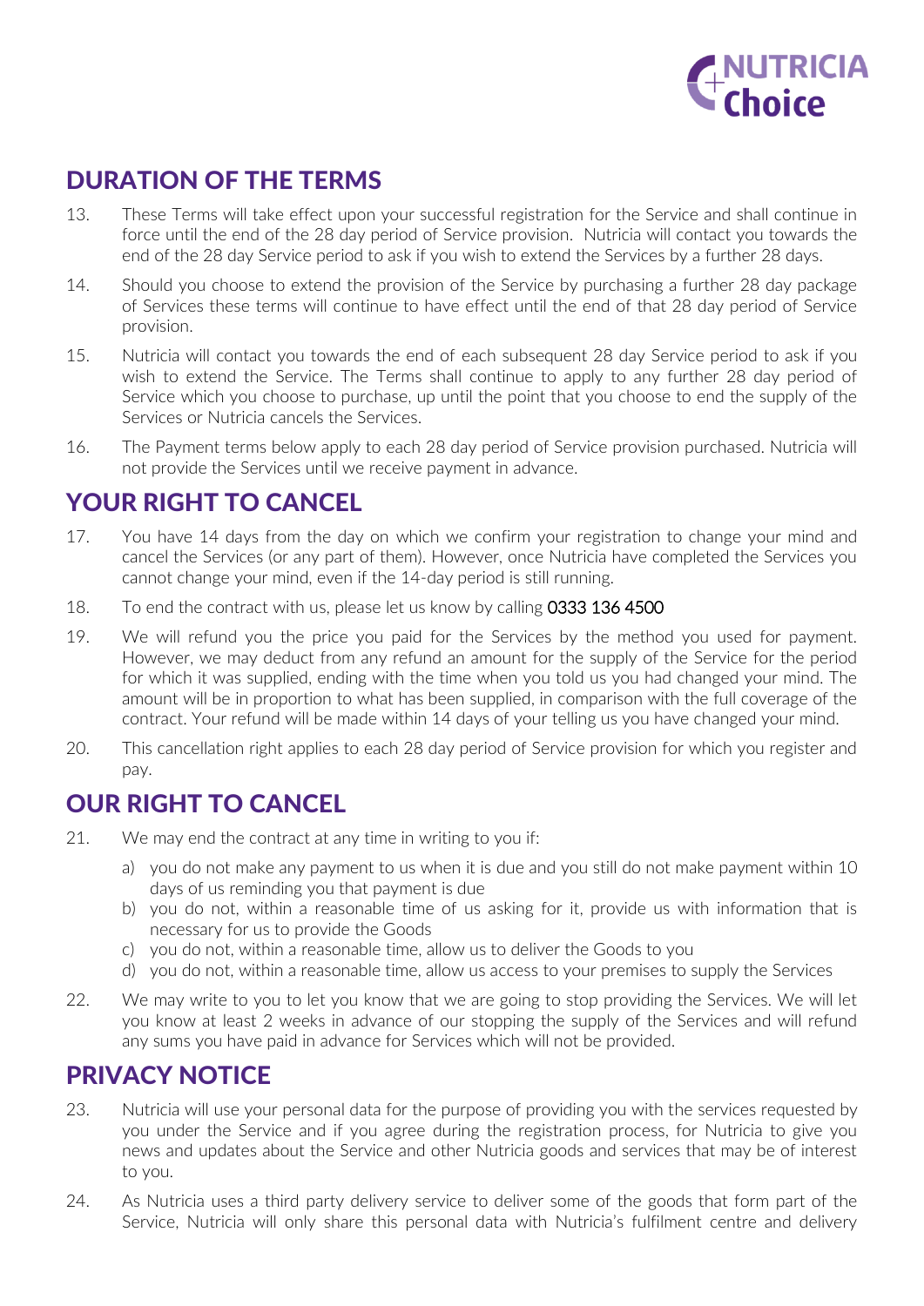## DURATION OF THE TERMS

13. These Terms will take effect upon your successful registration for the Service and shall continue in force until the end of the 28 day period of Service provision. Nutricia will contact you towards the end of the 28 day Service period to ask if you wish to extend the Services by a further 28 days.

14. Should you choose to extend the provision of the Service by purchasing a further 28 day package of Services these terms will continue to have effect until the end of that 28 day period of Service provision.

15. Nutricia will contact you towards the end of each subsequent 28 day Service period to ask if you wish to extend the Service. The Terms shall continue to apply to any further 28 day period of Service which you choose to purchase, up until the point that you choose to end the supply of the Services or Nutricia cancels the Services.

16. The Payment terms below apply to each 28 day period of Service provision purchased. Nutricia will not provide the Services until we receive payment in advance.

## YOUR RIGHT TO CANCEL

17. You have 14 days from the day on which we confirm your registration to change your mind and cancel the Services (or any part of them). However, once Nutricia have completed the Services you cannot change your mind, even if the 14-day period is still running.

18. To end the contract with us, please let us know by calling 0333 136 4500

19. We will refund you the price you paid for the Services by the method you used for payment. However, we may deduct from any refund an amount for the supply of the Service for the period for which it was supplied, ending with the time when you told us you had changed your mind. The amount will be in proportion to what has been supplied, in comparison with the full coverage of the contract. Your refund will be made within 14 days of your telling us you have changed your mind.

20. This cancellation right applies to each 28 day period of Service provision for which you register and pay.

## OUR RIGHT TO CANCEL

21. We may end the contract at any time in writing to you if:
    a) you do not make any payment to us when it is due and you still do not make payment within 10 days of us reminding you that payment is due
    b) you do not, within a reasonable time of us asking for it, provide us with information that is necessary for us to provide the Goods
    c) you do not, within a reasonable time, allow us to deliver the Goods to you
    d) you do not, within a reasonable time, allow us access to your premises to supply the Services

22. We may write to you to let you know that we are going to stop providing the Services. We will let you know at least 2 weeks in advance of our stopping the supply of the Services and will refund any sums you have paid in advance for Services which will not be provided.

## PRIVACY NOTICE

23. Nutricia will use your personal data for the purpose of providing you with the services requested by you under the Service and if you agree during the registration process, for Nutricia to give you news and updates about the Service and other Nutricia goods and services that may be of interest to you.

24. As Nutricia uses a third party delivery service to deliver some of the goods that form part of the Service, Nutricia will only share this personal data with Nutricia's fulfilment centre and delivery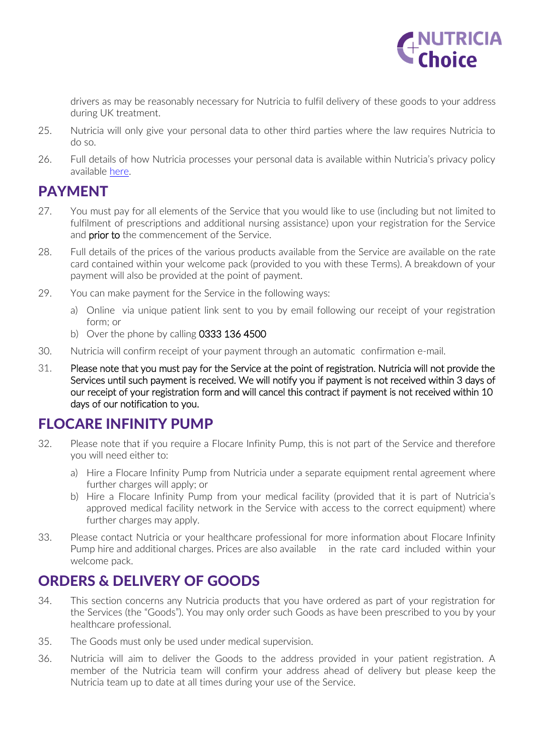drivers as may be reasonably necessary for Nutricia to fulfil delivery of these goods to your address during UK treatment.

25. Nutricia will only give your personal data to other third parties where the law requires Nutricia to do so.

26. Full details of how Nutricia processes your personal data is available within Nutricia's privacy policy available here.

## PAYMENT

27. You must pay for all elements of the Service that you would like to use (including but not limited to fulfilment of prescriptions and additional nursing assistance) upon your registration for the Service and prior to the commencement of the Service.

28. Full details of the prices of the various products available from the Service are available on the rate card contained within your welcome pack (provided to you with these Terms). A breakdown of your payment will also be provided at the point of payment.

29. You can make payment for the Service in the following ways:

    a) Online via unique patient link sent to you by email following our receipt of your registration form; or

    b) Over the phone by calling 0333 136 4500

30. Nutricia will confirm receipt of your payment through an automatic confirmation e-mail.

31. Please note that you must pay for the Service at the point of registration. Nutricia will not provide the Services until such payment is received. We will notify you if payment is not received within 3 days of our receipt of your registration form and will cancel this contract if payment is not received within 10 days of our notification to you.

## FLOCARE INFINITY PUMP

32. Please note that if you require a Flocare Infinity Pump, this is not part of the Service and therefore you will need either to:

    a) Hire a Flocare Infinity Pump from Nutricia under a separate equipment rental agreement where further charges will apply; or

    b) Hire a Flocare Infinity Pump from your medical facility (provided that it is part of Nutricia's approved medical facility network in the Service with access to the correct equipment) where further charges may apply.

33. Please contact Nutricia or your healthcare professional for more information about Flocare Infinity Pump hire and additional charges. Prices are also available in the rate card included within your welcome pack.

## ORDERS & DELIVERY OF GOODS

34. This section concerns any Nutricia products that you have ordered as part of your registration for the Services (the "Goods"). You may only order such Goods as have been prescribed to you by your healthcare professional.

35. The Goods must only be used under medical supervision.

36. Nutricia will aim to deliver the Goods to the address provided in your patient registration. A member of the Nutricia team will confirm your address ahead of delivery but please keep the Nutricia team up to date at all times during your use of the Service.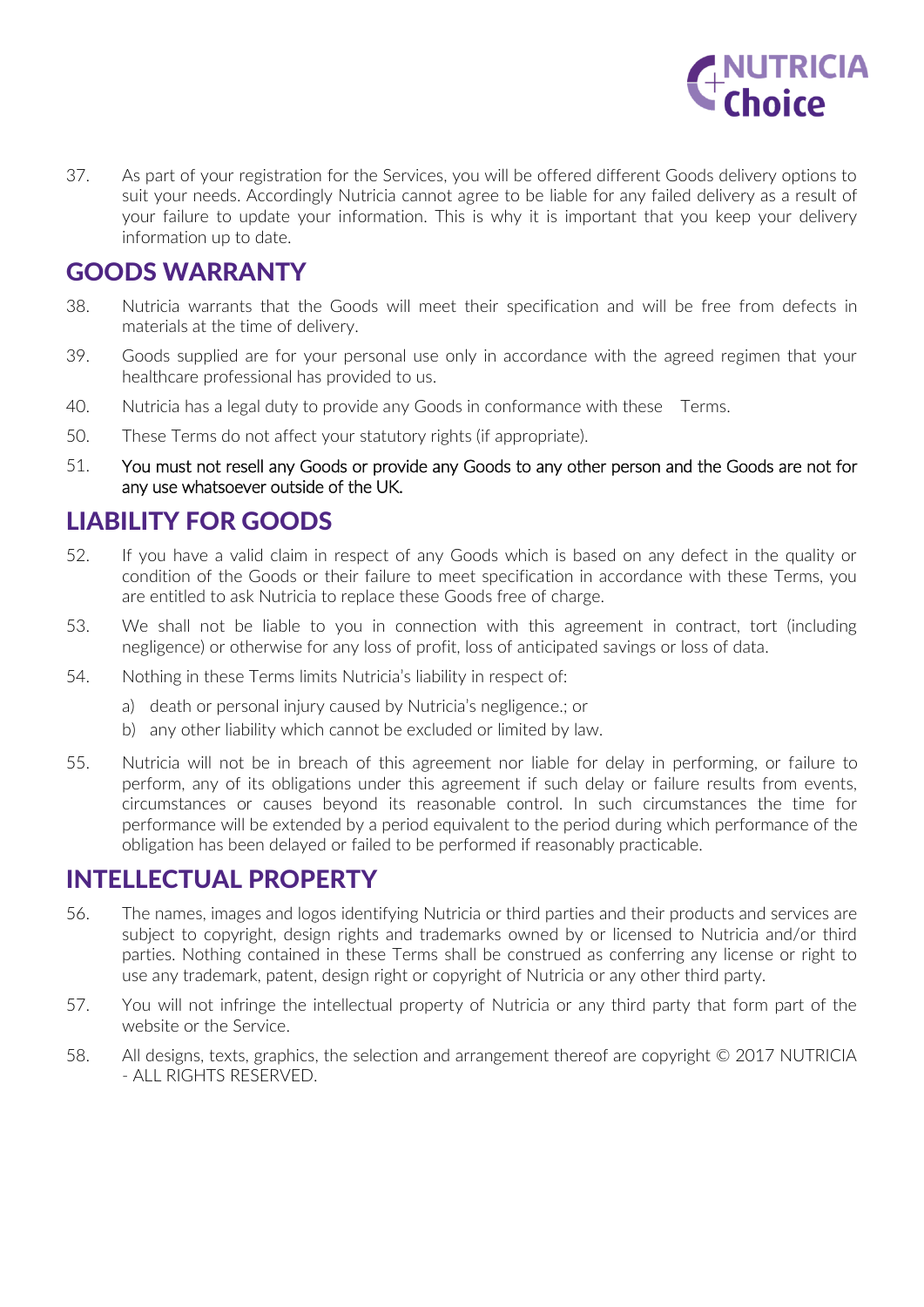37. As part of your registration for the Services, you will be offered different Goods delivery options to suit your needs. Accordingly Nutricia cannot agree to be liable for any failed delivery as a result of your failure to update your information. This is why it is important that you keep your delivery information up to date.

## GOODS WARRANTY

38. Nutricia warrants that the Goods will meet their specification and will be free from defects in materials at the time of delivery.

39. Goods supplied are for your personal use only in accordance with the agreed regimen that your healthcare professional has provided to us.

40. Nutricia has a legal duty to provide any Goods in conformance with these Terms.

50. These Terms do not affect your statutory rights (if appropriate).

51. You must not resell any Goods or provide any Goods to any other person and the Goods are not for any use whatsoever outside of the UK.

## LIABILITY FOR GOODS

52. If you have a valid claim in respect of any Goods which is based on any defect in the quality or condition of the Goods or their failure to meet specification in accordance with these Terms, you are entitled to ask Nutricia to replace these Goods free of charge.

53. We shall not be liable to you in connection with this agreement in contract, tort (including negligence) or otherwise for any loss of profit, loss of anticipated savings or loss of data.

54. Nothing in these Terms limits Nutricia's liability in respect of:

    a) death or personal injury caused by Nutricia's negligence.; or

    b) any other liability which cannot be excluded or limited by law.

55. Nutricia will not be in breach of this agreement nor liable for delay in performing, or failure to perform, any of its obligations under this agreement if such delay or failure results from events, circumstances or causes beyond its reasonable control. In such circumstances the time for performance will be extended by a period equivalent to the period during which performance of the obligation has been delayed or failed to be performed if reasonably practicable.

## INTELLECTUAL PROPERTY

56. The names, images and logos identifying Nutricia or third parties and their products and services are subject to copyright, design rights and trademarks owned by or licensed to Nutricia and/or third parties. Nothing contained in these Terms shall be construed as conferring any license or right to use any trademark, patent, design right or copyright of Nutricia or any other third party.

57. You will not infringe the intellectual property of Nutricia or any third party that form part of the website or the Service.

58. All designs, texts, graphics, the selection and arrangement thereof are copyright © 2017 NUTRICIA - ALL RIGHTS RESERVED.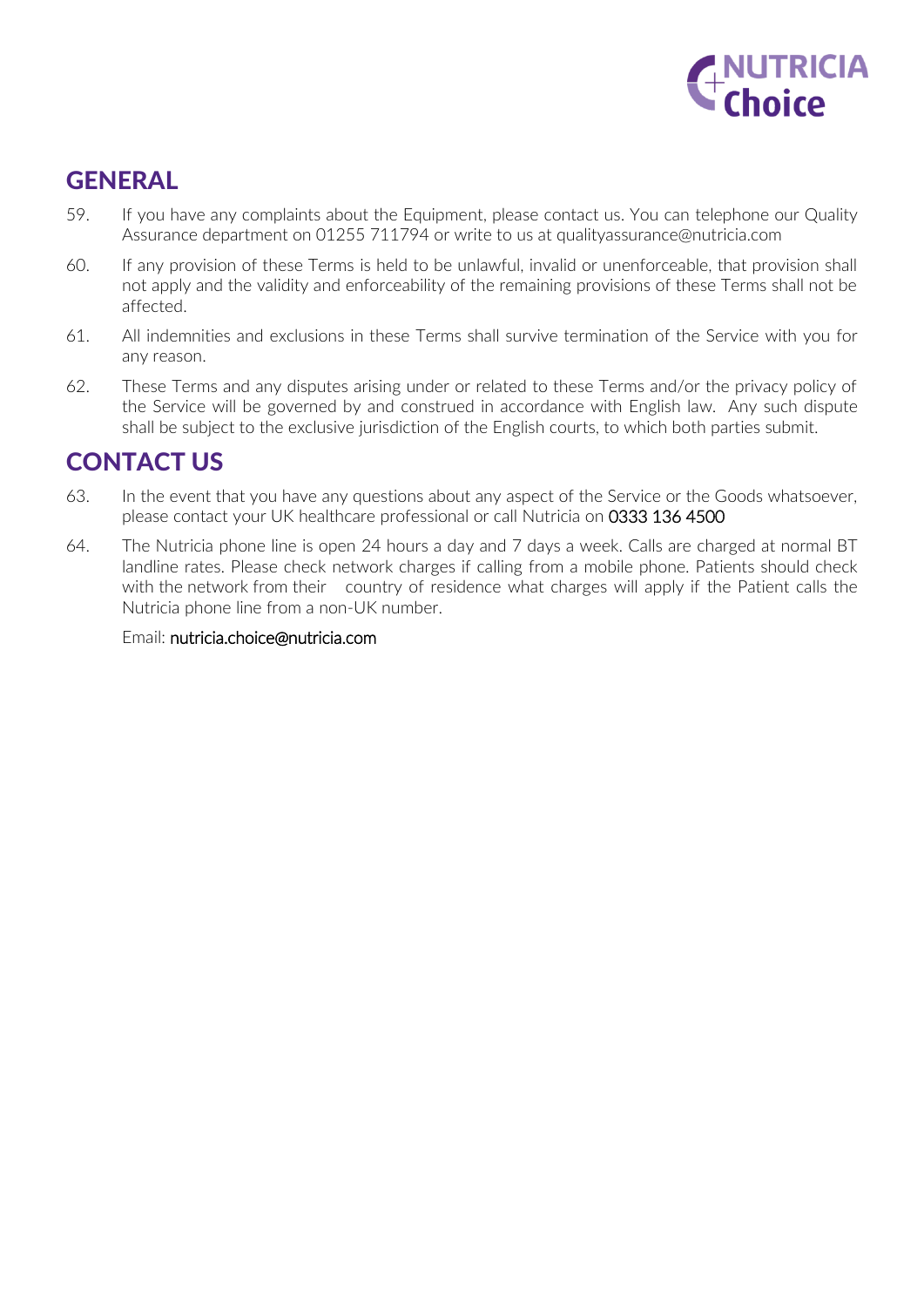## GENERAL

59. If you have any complaints about the Equipment, please contact us. You can telephone our Quality Assurance department on 01255 711794 or write to us at qualityassurance@nutricia.com

60. If any provision of these Terms is held to be unlawful, invalid or unenforceable, that provision shall not apply and the validity and enforceability of the remaining provisions of these Terms shall not be affected.

61. All indemnities and exclusions in these Terms shall survive termination of the Service with you for any reason.

62. These Terms and any disputes arising under or related to these Terms and/or the privacy policy of the Service will be governed by and construed in accordance with English law. Any such dispute shall be subject to the exclusive jurisdiction of the English courts, to which both parties submit.

## CONTACT US

63. In the event that you have any questions about any aspect of the Service or the Goods whatsoever, please contact your UK healthcare professional or call Nutricia on 0333 136 4500

64. The Nutricia phone line is open 24 hours a day and 7 days a week. Calls are charged at normal BT landline rates. Please check network charges if calling from a mobile phone. Patients should check with the network from their country of residence what charges will apply if the Patient calls the Nutricia phone line from a non-UK number.

    Email: nutricia.choice@nutricia.com